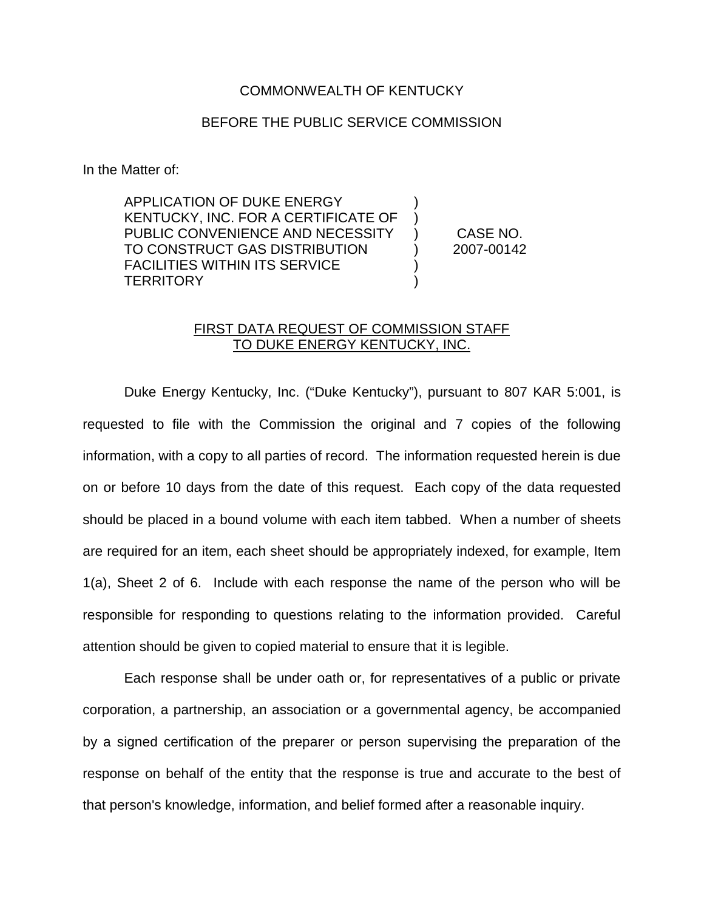COMMONWEALTH OF KENTUCKY

BEFORE THE PUBLIC SERVICE COMMISSION

In the Matter of:

| | | |
|---|---|---|
| APPLICATION OF DUKE ENERGY KENTUCKY, INC. FOR A CERTIFICATE OF PUBLIC CONVENIENCE AND NECESSITY TO CONSTRUCT GAS DISTRIBUTION FACILITIES WITHIN ITS SERVICE TERRITORY | ) ) ) ) ) ) | CASE NO. 2007-00142 |

## FIRST DATA REQUEST OF COMMISSION STAFF TO DUKE ENERGY KENTUCKY, INC.

Duke Energy Kentucky, Inc. ("Duke Kentucky"), pursuant to 807 KAR 5:001, is requested to file with the Commission the original and 7 copies of the following information, with a copy to all parties of record. The information requested herein is due on or before 10 days from the date of this request. Each copy of the data requested should be placed in a bound volume with each item tabbed. When a number of sheets are required for an item, each sheet should be appropriately indexed, for example, Item 1(a), Sheet 2 of 6. Include with each response the name of the person who will be responsible for responding to questions relating to the information provided. Careful attention should be given to copied material to ensure that it is legible.

Each response shall be under oath or, for representatives of a public or private corporation, a partnership, an association or a governmental agency, be accompanied by a signed certification of the preparer or person supervising the preparation of the response on behalf of the entity that the response is true and accurate to the best of that person's knowledge, information, and belief formed after a reasonable inquiry.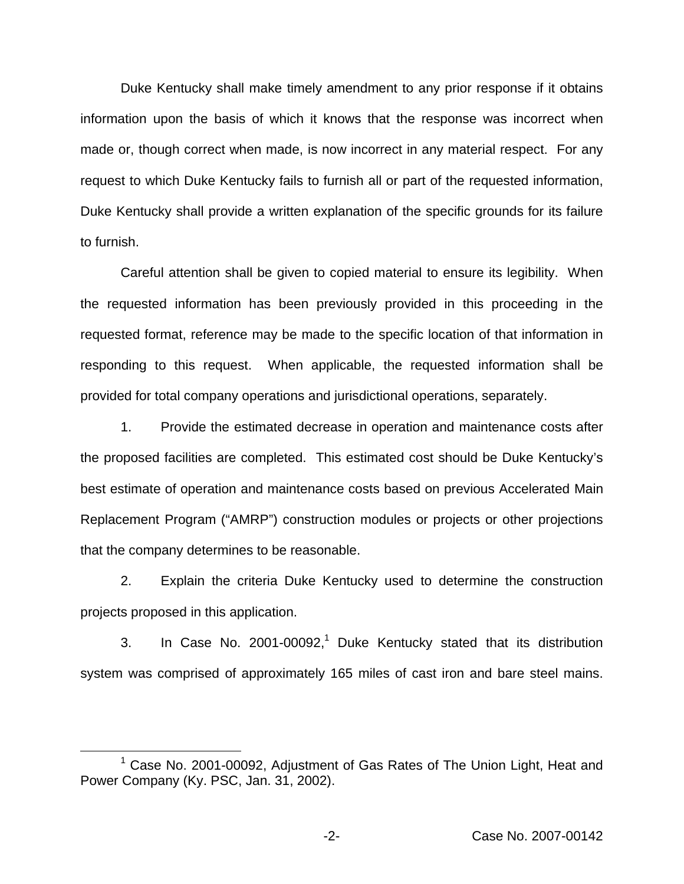Duke Kentucky shall make timely amendment to any prior response if it obtains information upon the basis of which it knows that the response was incorrect when made or, though correct when made, is now incorrect in any material respect. For any request to which Duke Kentucky fails to furnish all or part of the requested information, Duke Kentucky shall provide a written explanation of the specific grounds for its failure to furnish.

Careful attention shall be given to copied material to ensure its legibility. When the requested information has been previously provided in this proceeding in the requested format, reference may be made to the specific location of that information in responding to this request. When applicable, the requested information shall be provided for total company operations and jurisdictional operations, separately.

1. Provide the estimated decrease in operation and maintenance costs after the proposed facilities are completed. This estimated cost should be Duke Kentucky's best estimate of operation and maintenance costs based on previous Accelerated Main Replacement Program ("AMRP") construction modules or projects or other projections that the company determines to be reasonable.

2. Explain the criteria Duke Kentucky used to determine the construction projects proposed in this application.

3. In Case No. 2001-00092,[1] Duke Kentucky stated that its distribution system was comprised of approximately 165 miles of cast iron and bare steel mains.

[1] Case No. 2001-00092, Adjustment of Gas Rates of The Union Light, Heat and Power Company (Ky. PSC, Jan. 31, 2002).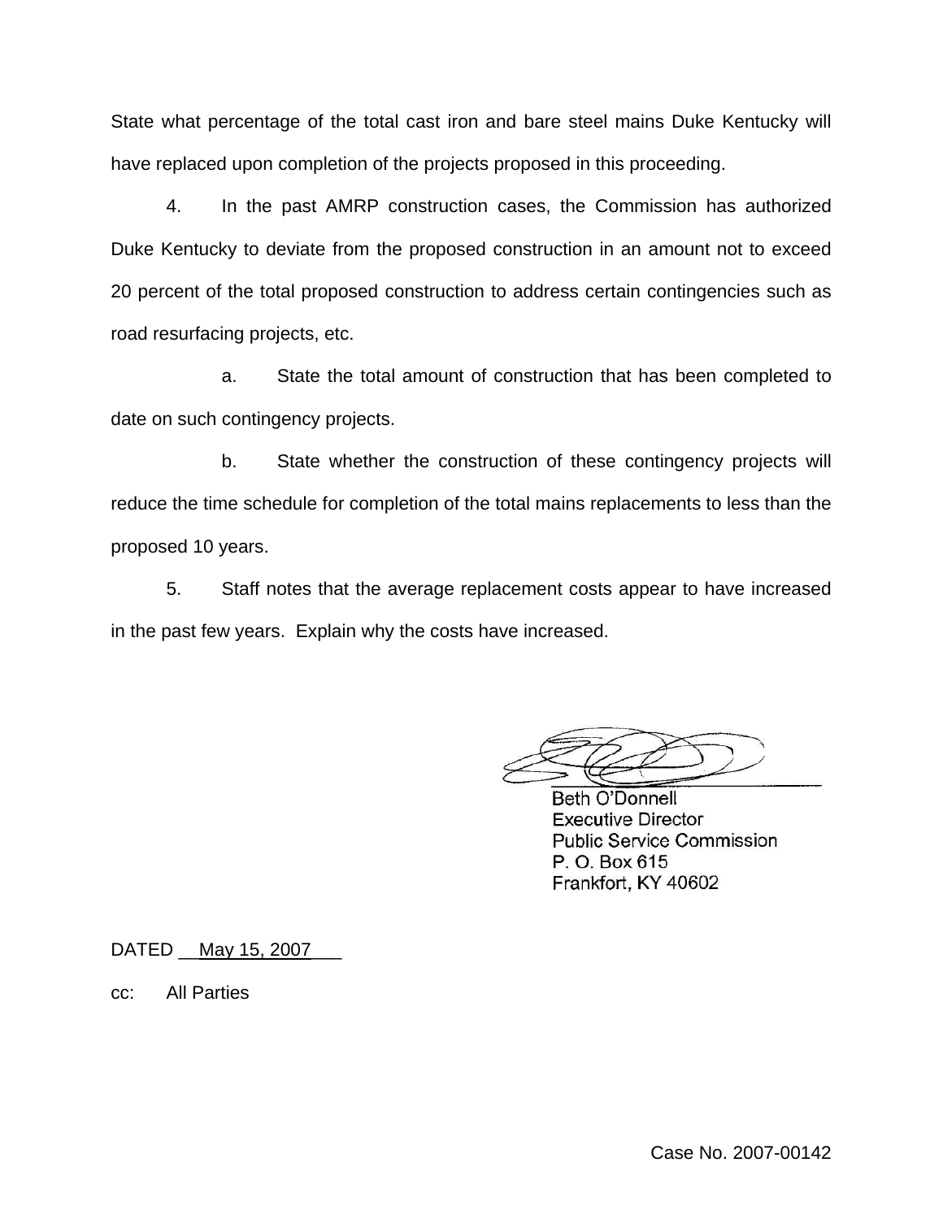State what percentage of the total cast iron and bare steel mains Duke Kentucky will have replaced upon completion of the projects proposed in this proceeding.

4. In the past AMRP construction cases, the Commission has authorized Duke Kentucky to deviate from the proposed construction in an amount not to exceed 20 percent of the total proposed construction to address certain contingencies such as road resurfacing projects, etc.

a. State the total amount of construction that has been completed to date on such contingency projects.

b. State whether the construction of these contingency projects will reduce the time schedule for completion of the total mains replacements to less than the proposed 10 years.

5. Staff notes that the average replacement costs appear to have increased in the past few years. Explain why the costs have increased.

Beth O'Donnell
Executive Director
Public Service Commission
P. O. Box 615
Frankfort, KY 40602

DATED May 15, 2007

cc: All Parties

Case No. 2007-00142